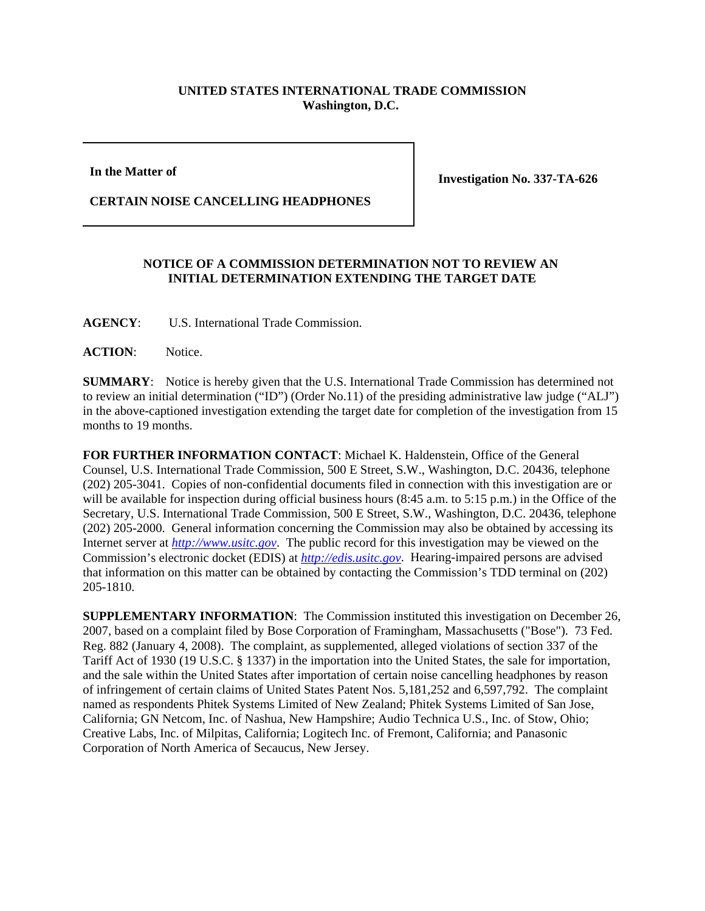**UNITED STATES INTERNATIONAL TRADE COMMISSION**
**Washington, D.C.**

| **In the Matter of**<br><br>**CERTAIN NOISE CANCELLING HEADPHONES** | **Investigation No. 337-TA-626** |
|---|---|

**NOTICE OF A COMMISSION DETERMINATION NOT TO REVIEW AN INITIAL DETERMINATION EXTENDING THE TARGET DATE**

**AGENCY**: U.S. International Trade Commission.

**ACTION**: Notice.

**SUMMARY**: Notice is hereby given that the U.S. International Trade Commission has determined not to review an initial determination ("ID") (Order No.11) of the presiding administrative law judge ("ALJ") in the above-captioned investigation extending the target date for completion of the investigation from 15 months to 19 months.

**FOR FURTHER INFORMATION CONTACT**: Michael K. Haldenstein, Office of the General Counsel, U.S. International Trade Commission, 500 E Street, S.W., Washington, D.C. 20436, telephone (202) 205-3041. Copies of non-confidential documents filed in connection with this investigation are or will be available for inspection during official business hours (8:45 a.m. to 5:15 p.m.) in the Office of the Secretary, U.S. International Trade Commission, 500 E Street, S.W., Washington, D.C. 20436, telephone (202) 205-2000. General information concerning the Commission may also be obtained by accessing its Internet server at *http://www.usitc.gov*. The public record for this investigation may be viewed on the Commission's electronic docket (EDIS) at *http://edis.usitc.gov*. Hearing-impaired persons are advised that information on this matter can be obtained by contacting the Commission's TDD terminal on (202) 205-1810.

**SUPPLEMENTARY INFORMATION**: The Commission instituted this investigation on December 26, 2007, based on a complaint filed by Bose Corporation of Framingham, Massachusetts ("Bose"). 73 Fed. Reg. 882 (January 4, 2008). The complaint, as supplemented, alleged violations of section 337 of the Tariff Act of 1930 (19 U.S.C. § 1337) in the importation into the United States, the sale for importation, and the sale within the United States after importation of certain noise cancelling headphones by reason of infringement of certain claims of United States Patent Nos. 5,181,252 and 6,597,792. The complaint named as respondents Phitek Systems Limited of New Zealand; Phitek Systems Limited of San Jose, California; GN Netcom, Inc. of Nashua, New Hampshire; Audio Technica U.S., Inc. of Stow, Ohio; Creative Labs, Inc. of Milpitas, California; Logitech Inc. of Fremont, California; and Panasonic Corporation of North America of Secaucus, New Jersey.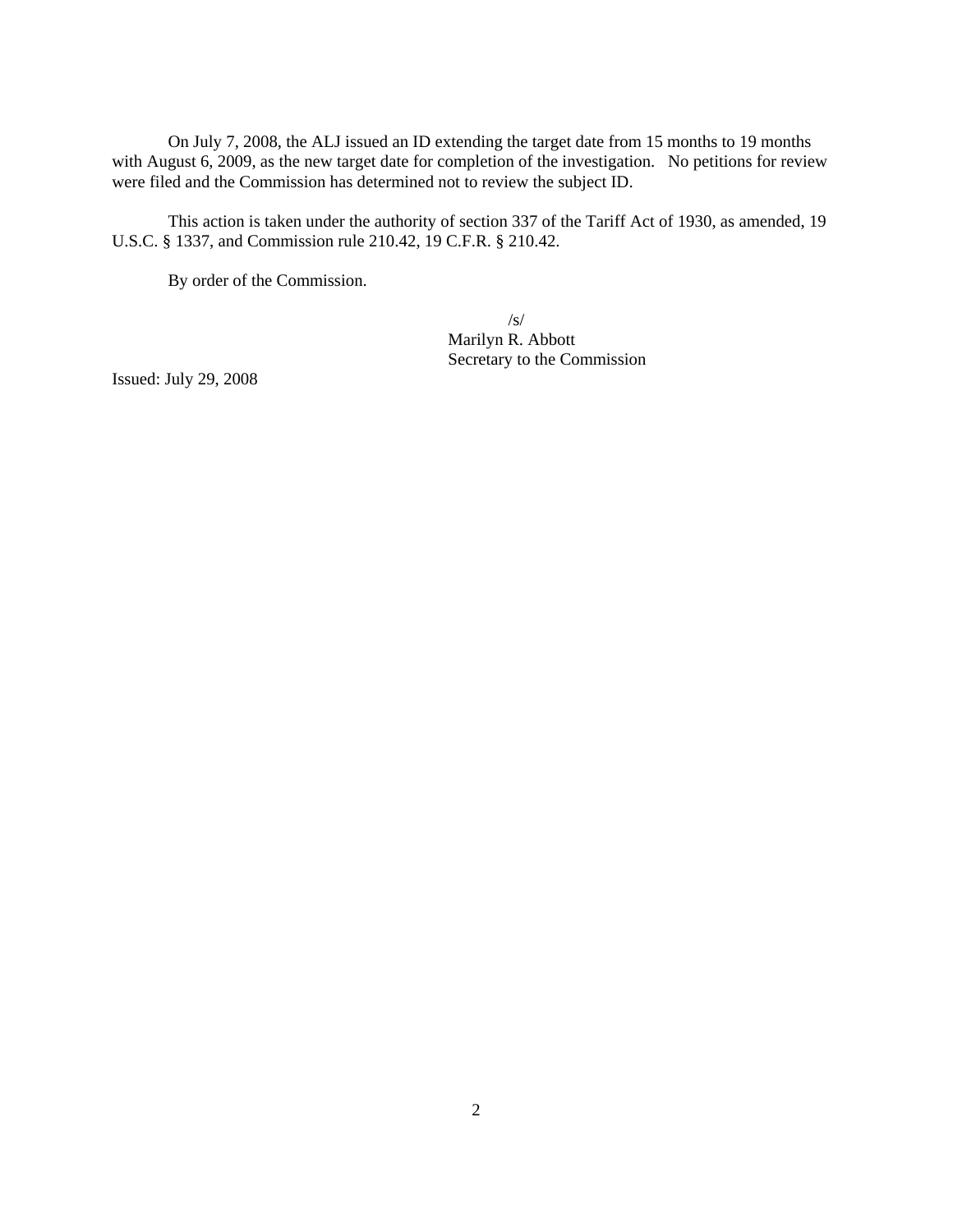On July 7, 2008, the ALJ issued an ID extending the target date from 15 months to 19 months with August 6, 2009, as the new target date for completion of the investigation. No petitions for review were filed and the Commission has determined not to review the subject ID.

This action is taken under the authority of section 337 of the Tariff Act of 1930, as amended, 19 U.S.C. § 1337, and Commission rule 210.42, 19 C.F.R. § 210.42.

By order of the Commission.

/s/
Marilyn R. Abbott
Secretary to the Commission

Issued: July 29, 2008